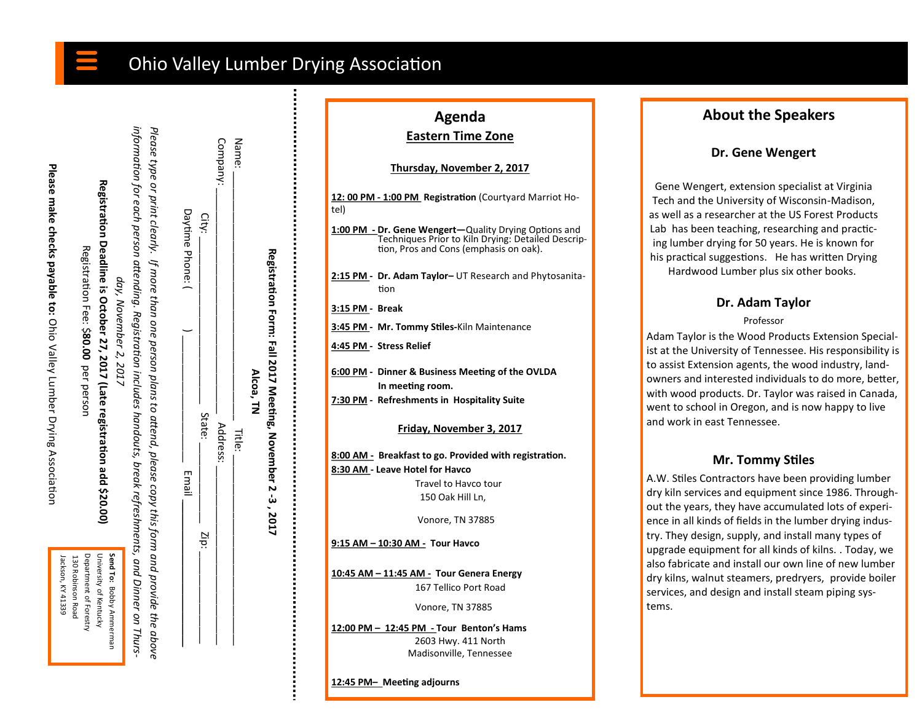# Ohio Valley Lumber Drying Association

## Registration Form: Fall 2017 Meeting, November 2 -3, 2017

**Alcoa, TN**

Name: ______________________ Title: ______________________

Company: ______________________ Address: ______________________

City: ______________ State: ______ Zip: ______

Daytime Phone: ( ) ______________ Email ______________

*Please type or print clearly. If more than one person plans to attend, please copy this form and provide the above information for each person attending. Registration includes handouts, break refreshments, and Dinner on Thursday, November 2, 2017*

**Registration Deadline is October 27, 2017 (Late registration add $20.00)**

Registration Fee: **$80.00** per person

**Please make checks payable to:** Ohio Valley Lumber Drying Association

**Send To:** Bobby Ammerman
University of Kentucky
Department of Forestry
130 Robinson Road
Jackson, KY 41339

## Agenda

### Eastern Time Zone

**Thursday, November 2, 2017**

12: 00 PM - 1:00 PM **Registration** (Courtyard Marriot Hotel)

1:00 PM - **Dr. Gene Wengert—**Quality Drying Options and Techniques Prior to Kiln Drying: Detailed Description, Pros and Cons (emphasis on oak).

2:15 PM - **Dr. Adam Taylor–** UT Research and Phytosanitation

3:15 PM - **Break**

3:45 PM - **Mr. Tommy Stiles-**Kiln Maintenance

4:45 PM - **Stress Relief**

6:00 PM - **Dinner & Business Meeting of the OVLDA In meeting room.**

7:30 PM - **Refreshments in Hospitality Suite**

**Friday, November 3, 2017**

8:00 AM - **Breakfast to go. Provided with registration.**

8:30 AM - **Leave Hotel for Havco**
Travel to Havco tour
150 Oak Hill Ln,
Vonore, TN 37885

9:15 AM – 10:30 AM - **Tour Havco**

10:45 AM – 11:45 AM - **Tour Genera Energy**
167 Tellico Port Road
Vonore, TN 37885

12:00 PM – 12:45 PM - **Tour Benton's Hams**
2603 Hwy. 411 North
Madisonville, Tennessee

12:45 PM– **Meeting adjourns**

## About the Speakers

### Dr. Gene Wengert

Gene Wengert, extension specialist at Virginia Tech and the University of Wisconsin-Madison, as well as a researcher at the US Forest Products Lab has been teaching, researching and practicing lumber drying for 50 years. He is known for his practical suggestions. He has written Drying Hardwood Lumber plus six other books.

### Dr. Adam Taylor

Professor

Adam Taylor is the Wood Products Extension Specialist at the University of Tennessee. His responsibility is to assist Extension agents, the wood industry, landowners and interested individuals to do more, better, with wood products. Dr. Taylor was raised in Canada, went to school in Oregon, and is now happy to live and work in east Tennessee.

### Mr. Tommy Stiles

A.W. Stiles Contractors have been providing lumber dry kiln services and equipment since 1986. Throughout the years, they have accumulated lots of experience in all kinds of fields in the lumber drying industry. They design, supply, and install many types of upgrade equipment for all kinds of kilns. . Today, we also fabricate and install our own line of new lumber dry kilns, walnut steamers, predryers, provide boiler services, and design and install steam piping systems.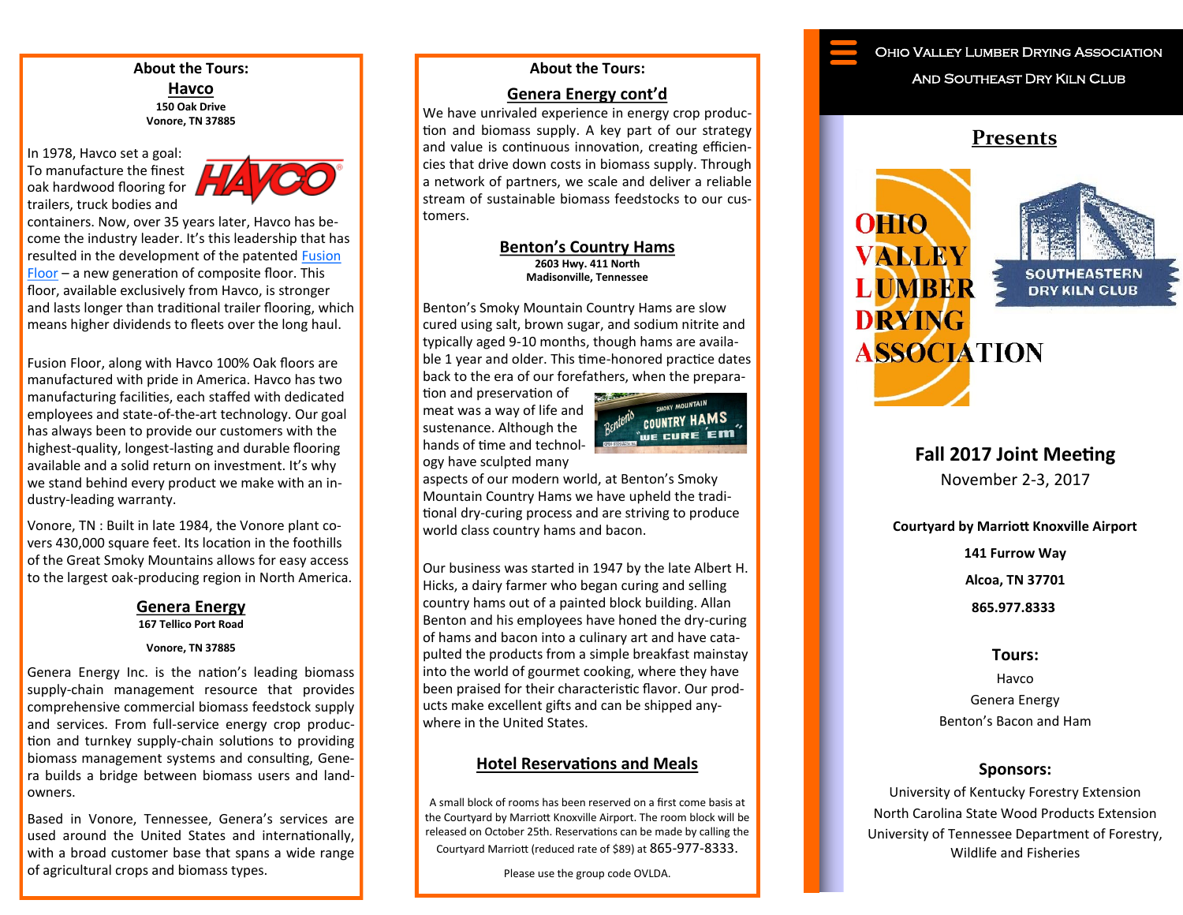## About the Tours:

### Havco

**150 Oak Drive**
**Vonore, TN 37885**

In 1978, Havco set a goal: To manufacture the finest oak hardwood flooring for trailers, truck bodies and containers. Now, over 35 years later, Havco has become the industry leader. It's this leadership that has resulted in the development of the patented Fusion Floor – a new generation of composite floor. This floor, available exclusively from Havco, is stronger and lasts longer than traditional trailer flooring, which means higher dividends to fleets over the long haul.

Fusion Floor, along with Havco 100% Oak floors are manufactured with pride in America. Havco has two manufacturing facilities, each staffed with dedicated employees and state-of-the-art technology. Our goal has always been to provide our customers with the highest-quality, longest-lasting and durable flooring available and a solid return on investment. It's why we stand behind every product we make with an industry-leading warranty.

Vonore, TN : Built in late 1984, the Vonore plant covers 430,000 square feet. Its location in the foothills of the Great Smoky Mountains allows for easy access to the largest oak-producing region in North America.

### Genera Energy

**167 Tellico Port Road**

**Vonore, TN 37885**

Genera Energy Inc. is the nation's leading biomass supply-chain management resource that provides comprehensive commercial biomass feedstock supply and services. From full-service energy crop production and turnkey supply-chain solutions to providing biomass management systems and consulting, Genera builds a bridge between biomass users and landowners.

Based in Vonore, Tennessee, Genera's services are used around the United States and internationally, with a broad customer base that spans a wide range of agricultural crops and biomass types.

## About the Tours:

### Genera Energy cont'd

We have unrivaled experience in energy crop production and biomass supply. A key part of our strategy and value is continuous innovation, creating efficiencies that drive down costs in biomass supply. Through a network of partners, we scale and deliver a reliable stream of sustainable biomass feedstocks to our customers.

### Benton's Country Hams

**2603 Hwy. 411 North**
**Madisonville, Tennessee**

Benton's Smoky Mountain Country Hams are slow cured using salt, brown sugar, and sodium nitrite and typically aged 9-10 months, though hams are available 1 year and older. This time-honored practice dates back to the era of our forefathers, when the preparation and preservation of meat was a way of life and sustenance. Although the hands of time and technology have sculpted many aspects of our modern world, at Benton's Smoky Mountain Country Hams we have upheld the traditional dry-curing process and are striving to produce world class country hams and bacon.

Our business was started in 1947 by the late Albert H. Hicks, a dairy farmer who began curing and selling country hams out of a painted block building. Allan Benton and his employees have honed the dry-curing of hams and bacon into a culinary art and have catapulted the products from a simple breakfast mainstay into the world of gourmet cooking, where they have been praised for their characteristic flavor. Our products make excellent gifts and can be shipped anywhere in the United States.

### Hotel Reservations and Meals

A small block of rooms has been reserved on a first come basis at the Courtyard by Marriott Knoxville Airport. The room block will be released on October 25th. Reservations can be made by calling the Courtyard Marriott (reduced rate of $89) at 865-977-8333.

Please use the group code OVLDA.

Ohio Valley Lumber Drying Association
And Southeast Dry Kiln Club

## Presents

Ohio Valley Lumber Drying Association

Southeastern Dry Kiln Club

## Fall 2017 Joint Meeting

November 2-3, 2017

**Courtyard by Marriott Knoxville Airport**

**141 Furrow Way**

**Alcoa, TN 37701**

**865.977.8333**

### Tours:

Havco
Genera Energy
Benton's Bacon and Ham

### Sponsors:

University of Kentucky Forestry Extension
North Carolina State Wood Products Extension
University of Tennessee Department of Forestry, Wildlife and Fisheries